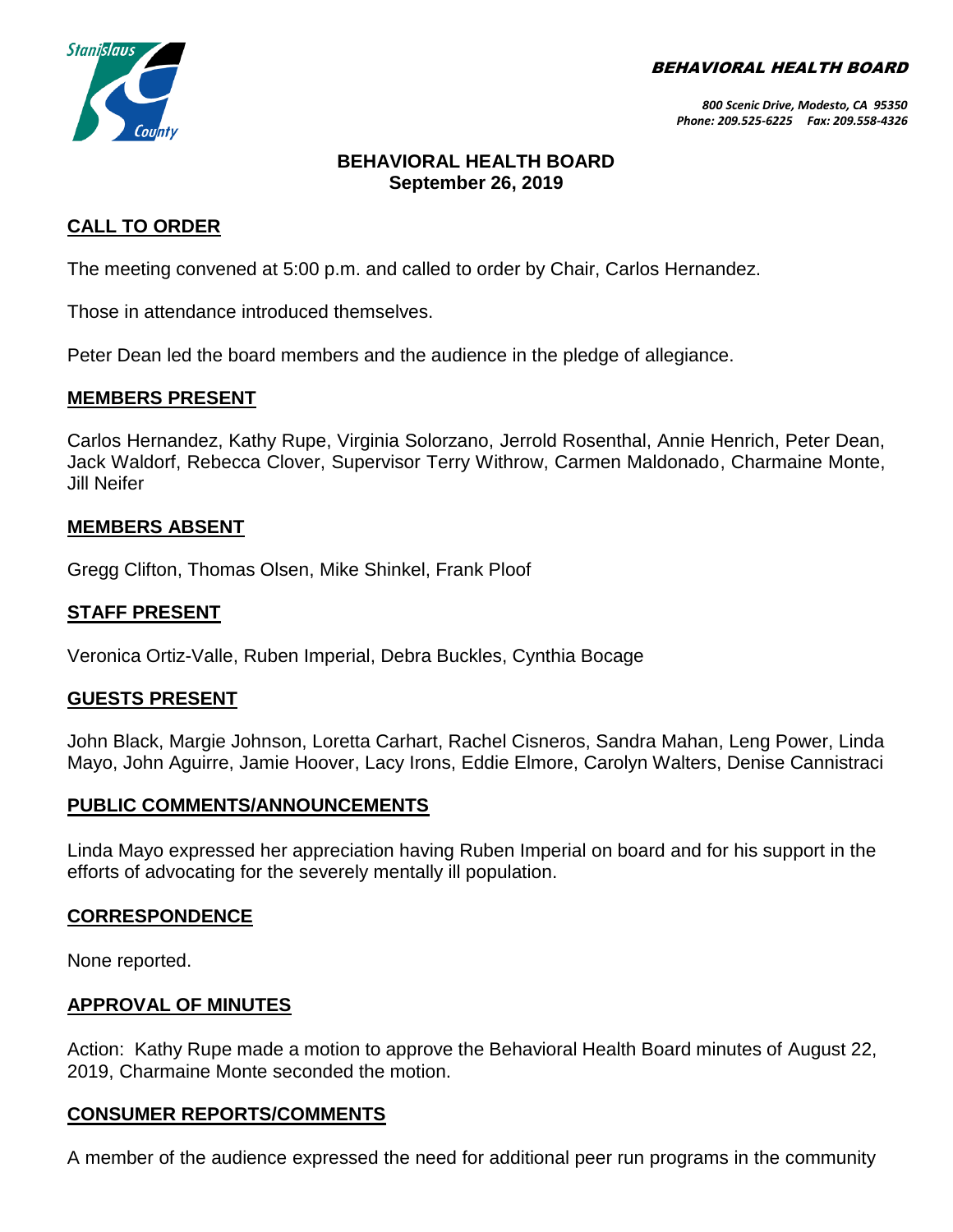BEHAVIORAL HEALTH BOARD

*800 Scenic Drive, Modesto, CA 95350*
*Phone: 209.525-6225 Fax: 209.558-4326*

# BEHAVIORAL HEALTH BOARD
**September 26, 2019**

## CALL TO ORDER

The meeting convened at 5:00 p.m. and called to order by Chair, Carlos Hernandez.

Those in attendance introduced themselves.

Peter Dean led the board members and the audience in the pledge of allegiance.

## MEMBERS PRESENT

Carlos Hernandez, Kathy Rupe, Virginia Solorzano, Jerrold Rosenthal, Annie Henrich, Peter Dean, Jack Waldorf, Rebecca Clover, Supervisor Terry Withrow, Carmen Maldonado, Charmaine Monte, Jill Neifer

## MEMBERS ABSENT

Gregg Clifton, Thomas Olsen, Mike Shinkel, Frank Ploof

## STAFF PRESENT

Veronica Ortiz-Valle, Ruben Imperial, Debra Buckles, Cynthia Bocage

## GUESTS PRESENT

John Black, Margie Johnson, Loretta Carhart, Rachel Cisneros, Sandra Mahan, Leng Power, Linda Mayo, John Aguirre, Jamie Hoover, Lacy Irons, Eddie Elmore, Carolyn Walters, Denise Cannistraci

## PUBLIC COMMENTS/ANNOUNCEMENTS

Linda Mayo expressed her appreciation having Ruben Imperial on board and for his support in the efforts of advocating for the severely mentally ill population.

## CORRESPONDENCE

None reported.

## APPROVAL OF MINUTES

Action: Kathy Rupe made a motion to approve the Behavioral Health Board minutes of August 22, 2019, Charmaine Monte seconded the motion.

## CONSUMER REPORTS/COMMENTS

A member of the audience expressed the need for additional peer run programs in the community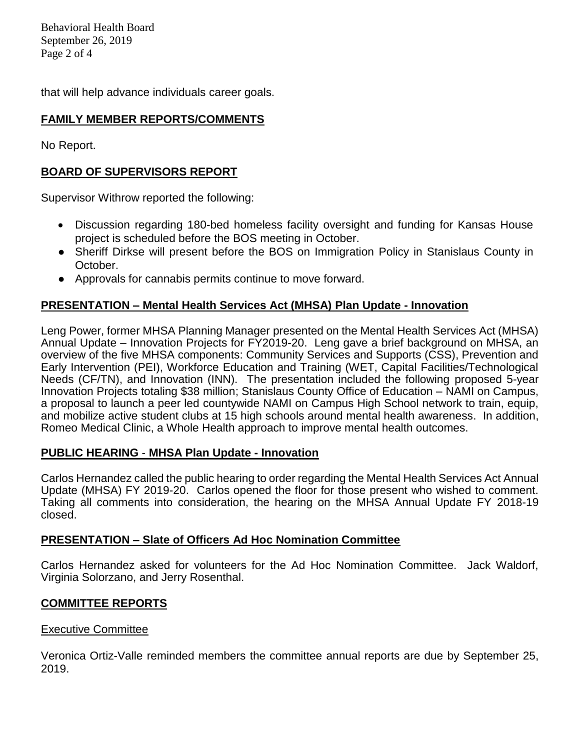that will help advance individuals career goals.

## FAMILY MEMBER REPORTS/COMMENTS

No Report.

## BOARD OF SUPERVISORS REPORT

Supervisor Withrow reported the following:

- Discussion regarding 180-bed homeless facility oversight and funding for Kansas House project is scheduled before the BOS meeting in October.
- Sheriff Dirkse will present before the BOS on Immigration Policy in Stanislaus County in October.
- Approvals for cannabis permits continue to move forward.

## PRESENTATION – Mental Health Services Act (MHSA) Plan Update - Innovation

Leng Power, former MHSA Planning Manager presented on the Mental Health Services Act (MHSA) Annual Update – Innovation Projects for FY2019-20. Leng gave a brief background on MHSA, an overview of the five MHSA components: Community Services and Supports (CSS), Prevention and Early Intervention (PEI), Workforce Education and Training (WET, Capital Facilities/Technological Needs (CF/TN), and Innovation (INN). The presentation included the following proposed 5-year Innovation Projects totaling $38 million; Stanislaus County Office of Education – NAMI on Campus, a proposal to launch a peer led countywide NAMI on Campus High School network to train, equip, and mobilize active student clubs at 15 high schools around mental health awareness. In addition, Romeo Medical Clinic, a Whole Health approach to improve mental health outcomes.

## PUBLIC HEARING - MHSA Plan Update - Innovation

Carlos Hernandez called the public hearing to order regarding the Mental Health Services Act Annual Update (MHSA) FY 2019-20. Carlos opened the floor for those present who wished to comment. Taking all comments into consideration, the hearing on the MHSA Annual Update FY 2018-19 closed.

## PRESENTATION – Slate of Officers Ad Hoc Nomination Committee

Carlos Hernandez asked for volunteers for the Ad Hoc Nomination Committee. Jack Waldorf, Virginia Solorzano, and Jerry Rosenthal.

## COMMITTEE REPORTS

### Executive Committee

Veronica Ortiz-Valle reminded members the committee annual reports are due by September 25, 2019.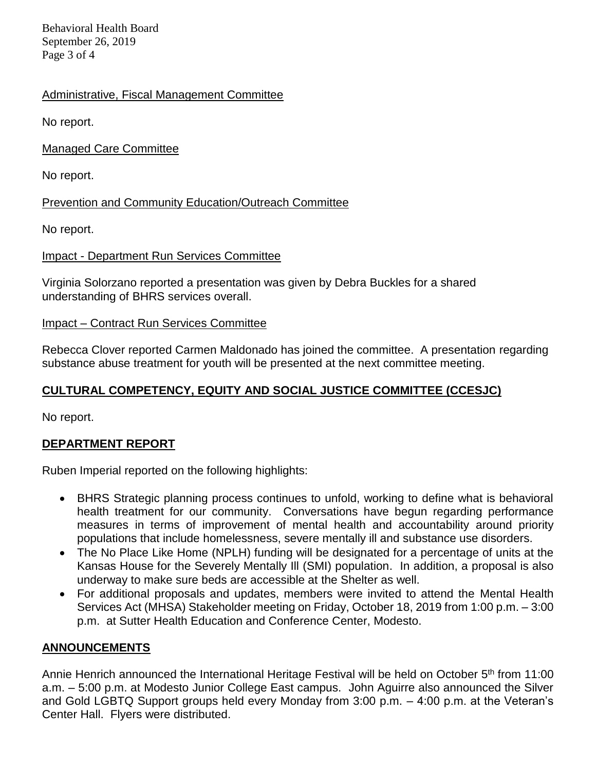Administrative, Fiscal Management Committee

No report.

Managed Care Committee

No report.

Prevention and Community Education/Outreach Committee

No report.

Impact - Department Run Services Committee

Virginia Solorzano reported a presentation was given by Debra Buckles for a shared understanding of BHRS services overall.

Impact – Contract Run Services Committee

Rebecca Clover reported Carmen Maldonado has joined the committee. A presentation regarding substance abuse treatment for youth will be presented at the next committee meeting.

## CULTURAL COMPETENCY, EQUITY AND SOCIAL JUSTICE COMMITTEE (CCESJC)

No report.

## DEPARTMENT REPORT

Ruben Imperial reported on the following highlights:

- BHRS Strategic planning process continues to unfold, working to define what is behavioral health treatment for our community. Conversations have begun regarding performance measures in terms of improvement of mental health and accountability around priority populations that include homelessness, severe mentally ill and substance use disorders.
- The No Place Like Home (NPLH) funding will be designated for a percentage of units at the Kansas House for the Severely Mentally Ill (SMI) population. In addition, a proposal is also underway to make sure beds are accessible at the Shelter as well.
- For additional proposals and updates, members were invited to attend the Mental Health Services Act (MHSA) Stakeholder meeting on Friday, October 18, 2019 from 1:00 p.m. – 3:00 p.m. at Sutter Health Education and Conference Center, Modesto.

## ANNOUNCEMENTS

Annie Henrich announced the International Heritage Festival will be held on October 5th from 11:00 a.m. – 5:00 p.m. at Modesto Junior College East campus. John Aguirre also announced the Silver and Gold LGBTQ Support groups held every Monday from 3:00 p.m. – 4:00 p.m. at the Veteran's Center Hall. Flyers were distributed.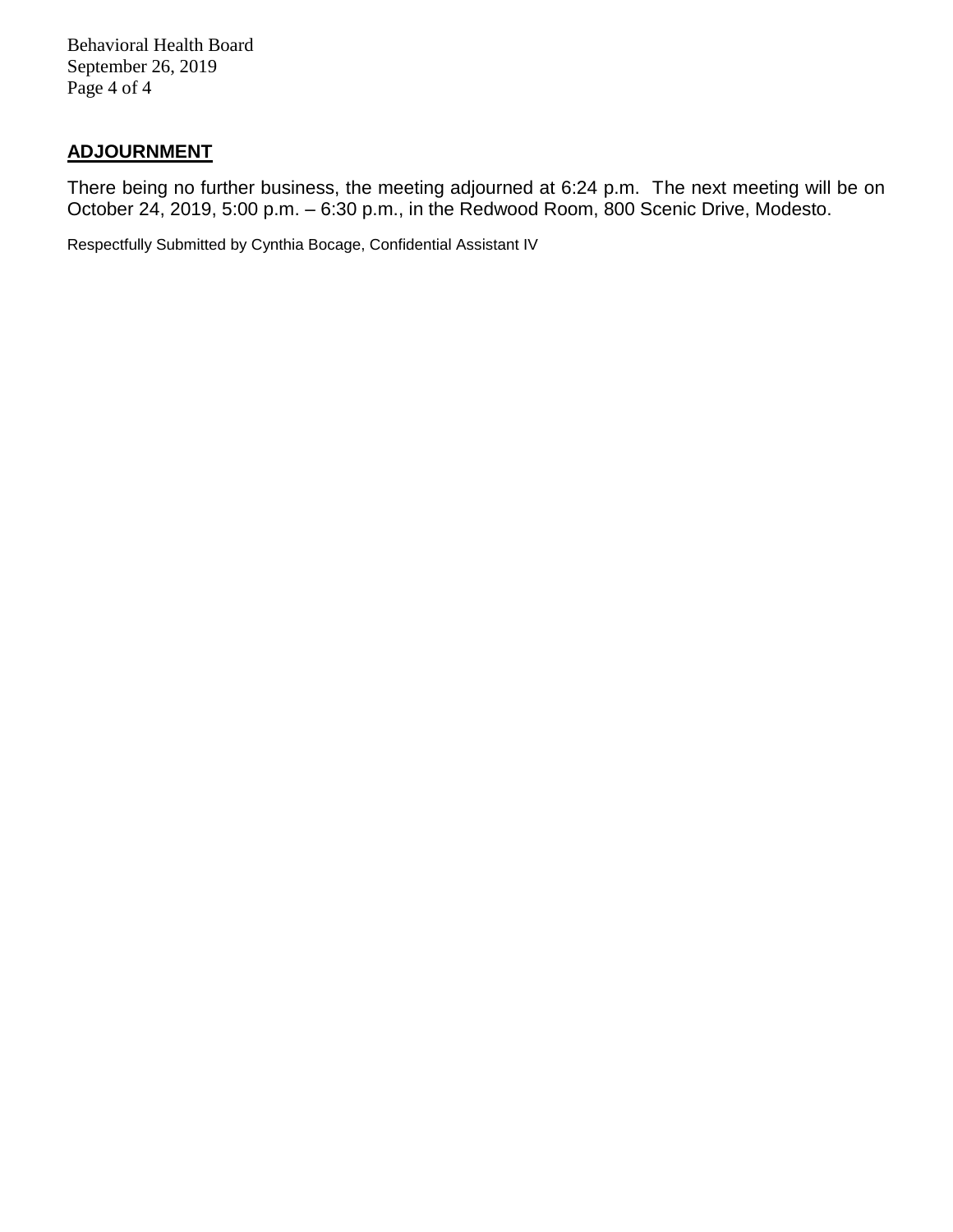## ADJOURNMENT

There being no further business, the meeting adjourned at 6:24 p.m. The next meeting will be on October 24, 2019, 5:00 p.m. – 6:30 p.m., in the Redwood Room, 800 Scenic Drive, Modesto.

Respectfully Submitted by Cynthia Bocage, Confidential Assistant IV